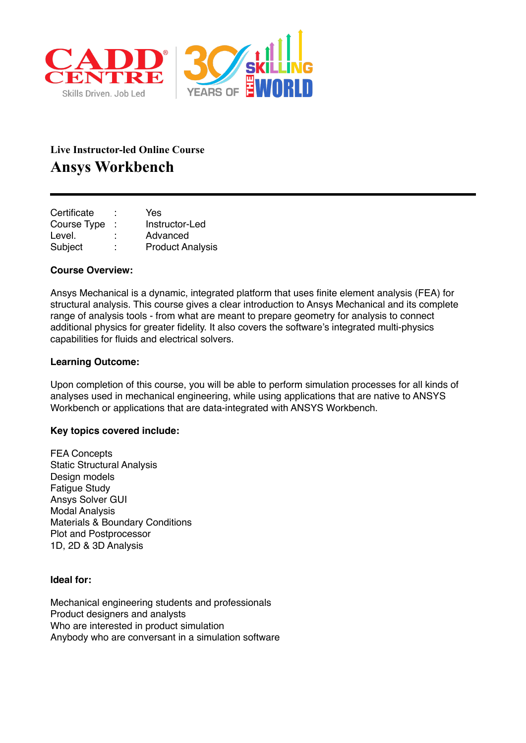**Live Instructor-led Online Course**

# Ansys Workbench

---

| | | |
|---|---|---|
| Certificate | : | Yes |
| Course Type | : | Instructor-Led |
| Level. | : | Advanced |
| Subject | : | Product Analysis |

**Course Overview:**

Ansys Mechanical is a dynamic, integrated platform that uses finite element analysis (FEA) for structural analysis. This course gives a clear introduction to Ansys Mechanical and its complete range of analysis tools - from what are meant to prepare geometry for analysis to connect additional physics for greater fidelity. It also covers the software's integrated multi-physics capabilities for fluids and electrical solvers.

**Learning Outcome:**

Upon completion of this course, you will be able to perform simulation processes for all kinds of analyses used in mechanical engineering, while using applications that are native to ANSYS Workbench or applications that are data-integrated with ANSYS Workbench.

**Key topics covered include:**

FEA Concepts
Static Structural Analysis
Design models
Fatigue Study
Ansys Solver GUI
Modal Analysis
Materials & Boundary Conditions
Plot and Postprocessor
1D, 2D & 3D Analysis

**Ideal for:**

Mechanical engineering students and professionals
Product designers and analysts
Who are interested in product simulation
Anybody who are conversant in a simulation software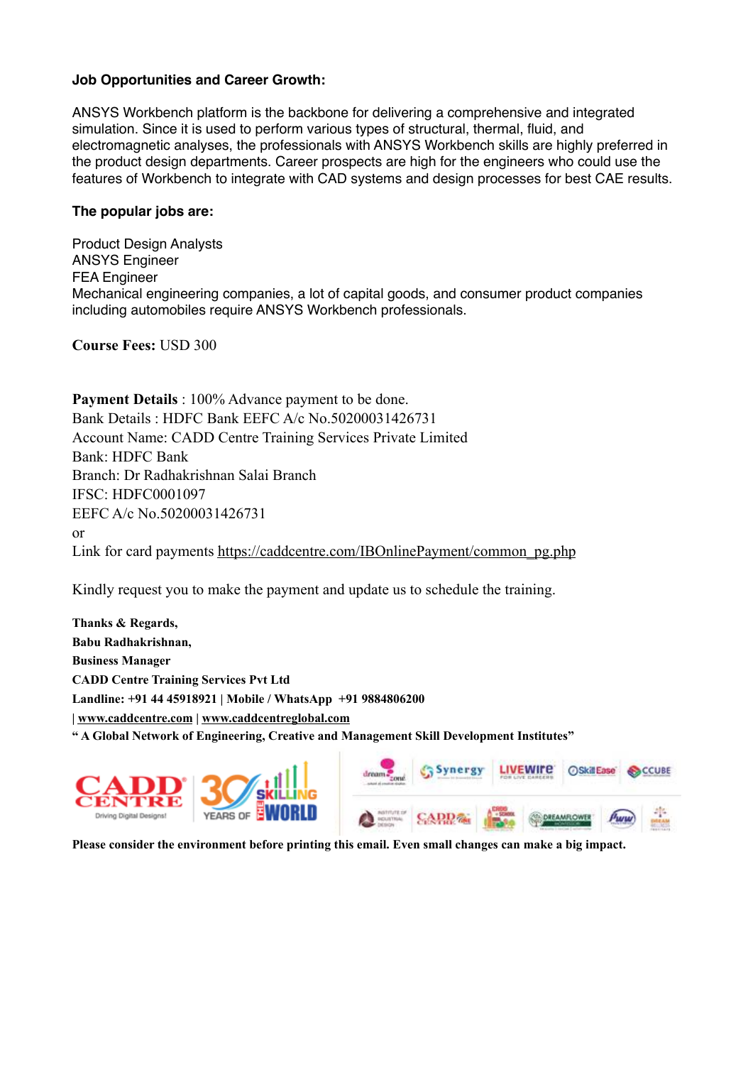**Job Opportunities and Career Growth:**

ANSYS Workbench platform is the backbone for delivering a comprehensive and integrated simulation. Since it is used to perform various types of structural, thermal, fluid, and electromagnetic analyses, the professionals with ANSYS Workbench skills are highly preferred in the product design departments. Career prospects are high for the engineers who could use the features of Workbench to integrate with CAD systems and design processes for best CAE results.

**The popular jobs are:**

Product Design Analysts
ANSYS Engineer
FEA Engineer
Mechanical engineering companies, a lot of capital goods, and consumer product companies including automobiles require ANSYS Workbench professionals.

**Course Fees:** USD 300

**Payment Details** : 100% Advance payment to be done.
Bank Details : HDFC Bank EEFC A/c No.50200031426731
Account Name: CADD Centre Training Services Private Limited
Bank: HDFC Bank
Branch: Dr Radhakrishnan Salai Branch
IFSC: HDFC0001097
EEFC A/c No.50200031426731
or
Link for card payments https://caddcentre.com/IBOnlinePayment/common_pg.php

Kindly request you to make the payment and update us to schedule the training.

**Thanks & Regards,**
**Babu Radhakrishnan,**
**Business Manager**
**CADD Centre Training Services Pvt Ltd**
**Landline: +91 44 45918921 | Mobile / WhatsApp +91 9884806200**
**| www.caddcentre.com | www.caddcentreglobal.com**
**" A Global Network of Engineering, Creative and Management Skill Development Institutes"**

**Please consider the environment before printing this email. Even small changes can make a big impact.**